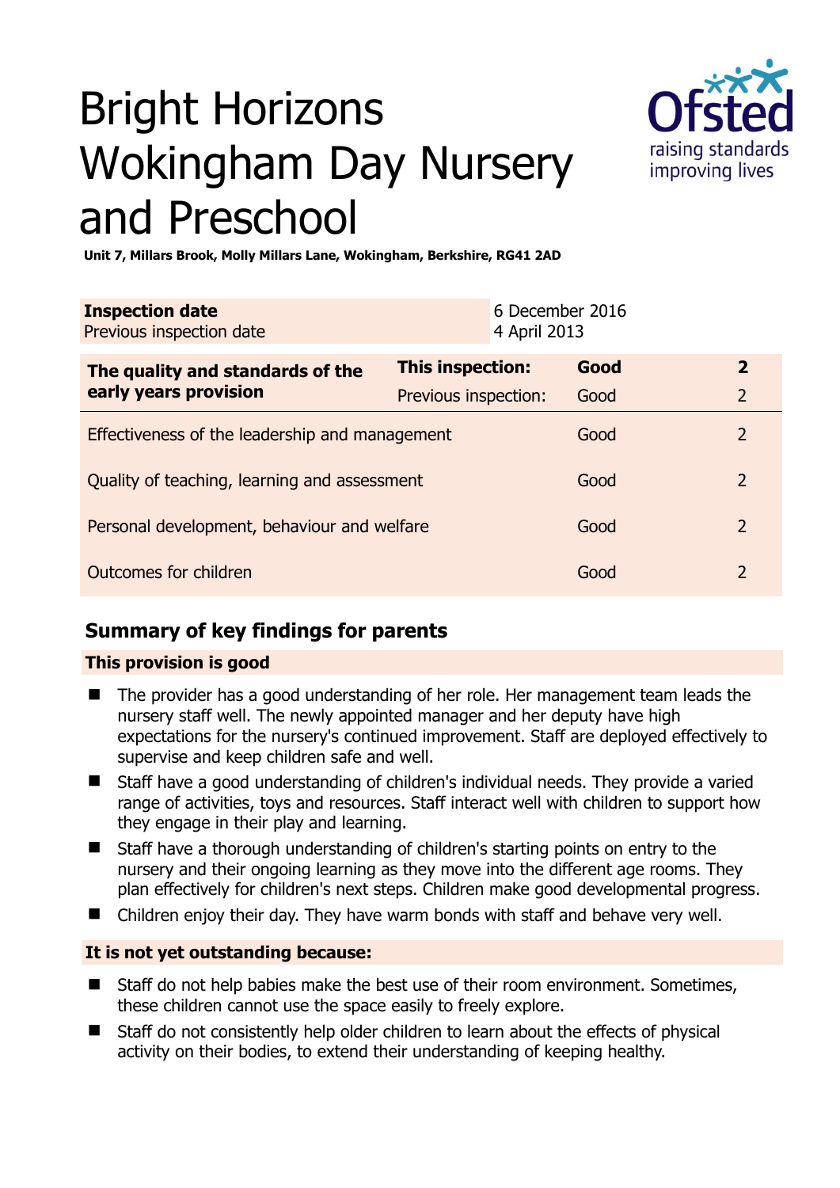# Bright Horizons Wokingham Day Nursery and Preschool

**Unit 7, Millars Brook, Molly Millars Lane, Wokingham, Berkshire, RG41 2AD**

| | |
|---|---|
| **Inspection date** | 6 December 2016 |
| Previous inspection date | 4 April 2013 |

| | | | |
|---|---|---|---|
| **The quality and standards of the early years provision** | **This inspection:** | **Good** | **2** |
| | Previous inspection: | Good | 2 |
| Effectiveness of the leadership and management | | Good | 2 |
| Quality of teaching, learning and assessment | | Good | 2 |
| Personal development, behaviour and welfare | | Good | 2 |
| Outcomes for children | | Good | 2 |

## Summary of key findings for parents

### This provision is good

- The provider has a good understanding of her role. Her management team leads the nursery staff well. The newly appointed manager and her deputy have high expectations for the nursery's continued improvement. Staff are deployed effectively to supervise and keep children safe and well.
- Staff have a good understanding of children's individual needs. They provide a varied range of activities, toys and resources. Staff interact well with children to support how they engage in their play and learning.
- Staff have a thorough understanding of children's starting points on entry to the nursery and their ongoing learning as they move into the different age rooms. They plan effectively for children's next steps. Children make good developmental progress.
- Children enjoy their day. They have warm bonds with staff and behave very well.

### It is not yet outstanding because:

- Staff do not help babies make the best use of their room environment. Sometimes, these children cannot use the space easily to freely explore.
- Staff do not consistently help older children to learn about the effects of physical activity on their bodies, to extend their understanding of keeping healthy.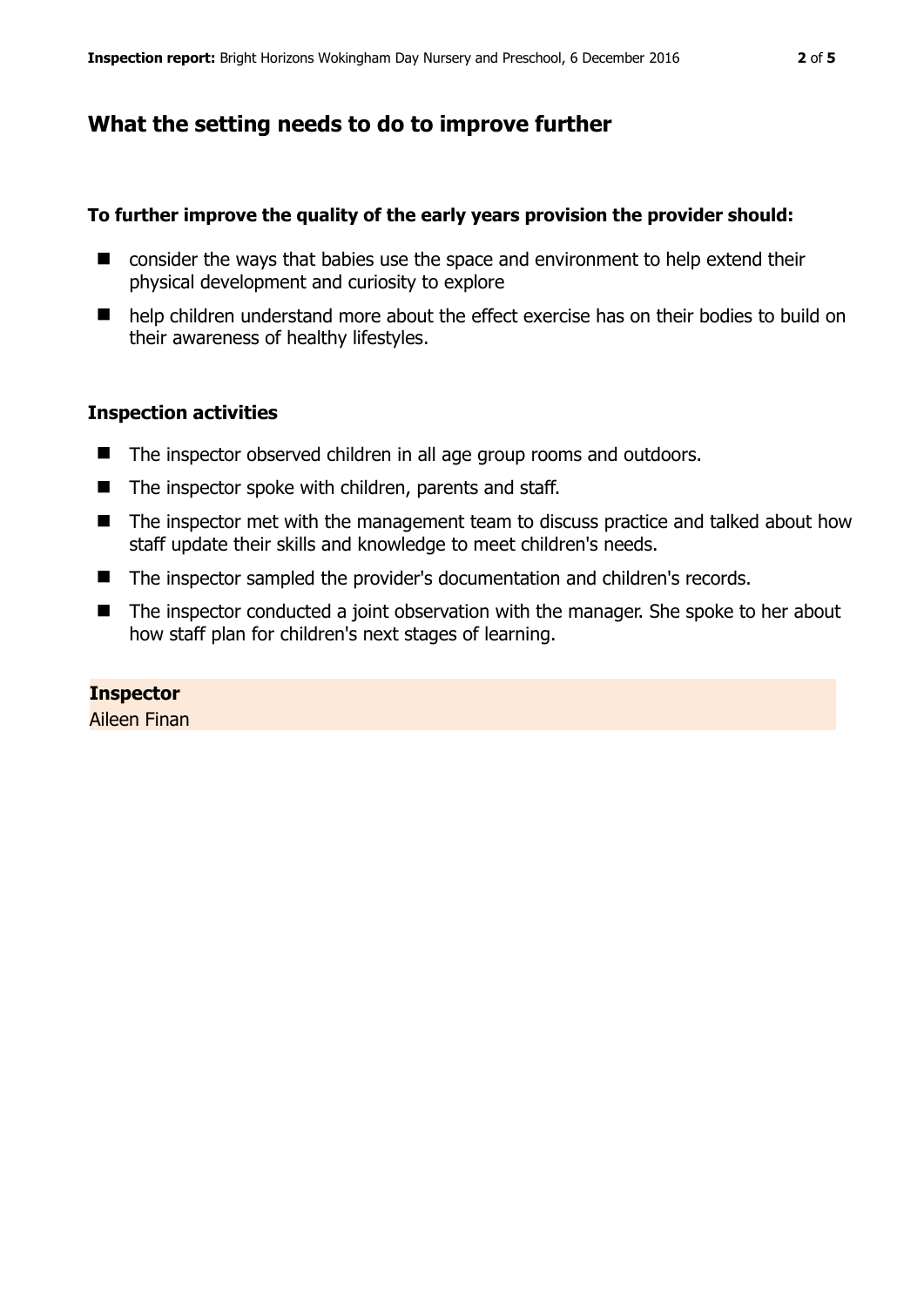## What the setting needs to do to improve further

**To further improve the quality of the early years provision the provider should:**

- consider the ways that babies use the space and environment to help extend their physical development and curiosity to explore
- help children understand more about the effect exercise has on their bodies to build on their awareness of healthy lifestyles.

### Inspection activities

- The inspector observed children in all age group rooms and outdoors.
- The inspector spoke with children, parents and staff.
- The inspector met with the management team to discuss practice and talked about how staff update their skills and knowledge to meet children's needs.
- The inspector sampled the provider's documentation and children's records.
- The inspector conducted a joint observation with the manager. She spoke to her about how staff plan for children's next stages of learning.

**Inspector**
Aileen Finan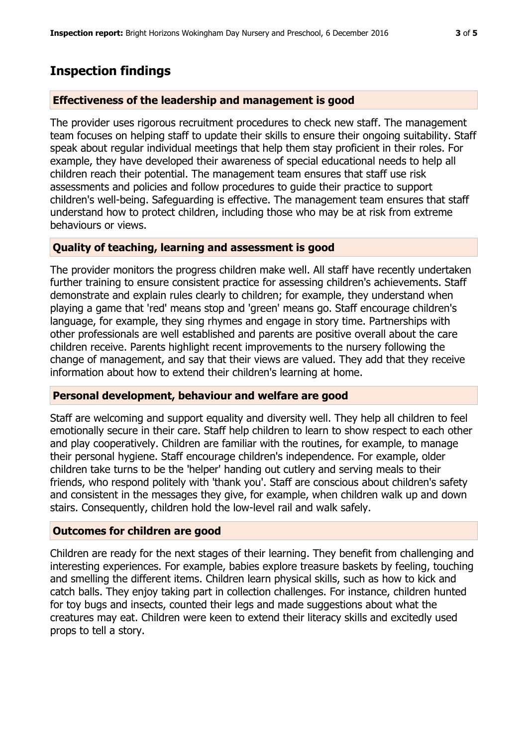# Inspection findings

## Effectiveness of the leadership and management is good

The provider uses rigorous recruitment procedures to check new staff. The management team focuses on helping staff to update their skills to ensure their ongoing suitability. Staff speak about regular individual meetings that help them stay proficient in their roles. For example, they have developed their awareness of special educational needs to help all children reach their potential. The management team ensures that staff use risk assessments and policies and follow procedures to guide their practice to support children's well-being. Safeguarding is effective. The management team ensures that staff understand how to protect children, including those who may be at risk from extreme behaviours or views.

## Quality of teaching, learning and assessment is good

The provider monitors the progress children make well. All staff have recently undertaken further training to ensure consistent practice for assessing children's achievements. Staff demonstrate and explain rules clearly to children; for example, they understand when playing a game that 'red' means stop and 'green' means go. Staff encourage children's language, for example, they sing rhymes and engage in story time. Partnerships with other professionals are well established and parents are positive overall about the care children receive. Parents highlight recent improvements to the nursery following the change of management, and say that their views are valued. They add that they receive information about how to extend their children's learning at home.

## Personal development, behaviour and welfare are good

Staff are welcoming and support equality and diversity well. They help all children to feel emotionally secure in their care. Staff help children to learn to show respect to each other and play cooperatively. Children are familiar with the routines, for example, to manage their personal hygiene. Staff encourage children's independence. For example, older children take turns to be the 'helper' handing out cutlery and serving meals to their friends, who respond politely with 'thank you'. Staff are conscious about children's safety and consistent in the messages they give, for example, when children walk up and down stairs. Consequently, children hold the low-level rail and walk safely.

## Outcomes for children are good

Children are ready for the next stages of their learning. They benefit from challenging and interesting experiences. For example, babies explore treasure baskets by feeling, touching and smelling the different items. Children learn physical skills, such as how to kick and catch balls. They enjoy taking part in collection challenges. For instance, children hunted for toy bugs and insects, counted their legs and made suggestions about what the creatures may eat. Children were keen to extend their literacy skills and excitedly used props to tell a story.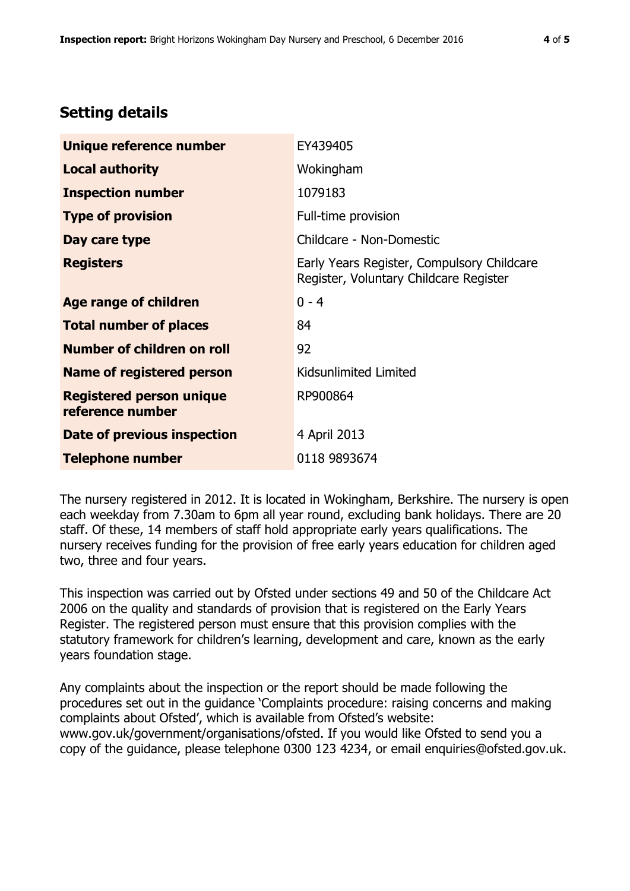## Setting details

| | |
|---|---|
| **Unique reference number** | EY439405 |
| **Local authority** | Wokingham |
| **Inspection number** | 1079183 |
| **Type of provision** | Full-time provision |
| **Day care type** | Childcare - Non-Domestic |
| **Registers** | Early Years Register, Compulsory Childcare Register, Voluntary Childcare Register |
| **Age range of children** | 0 - 4 |
| **Total number of places** | 84 |
| **Number of children on roll** | 92 |
| **Name of registered person** | Kidsunlimited Limited |
| **Registered person unique reference number** | RP900864 |
| **Date of previous inspection** | 4 April 2013 |
| **Telephone number** | 0118 9893674 |

The nursery registered in 2012. It is located in Wokingham, Berkshire. The nursery is open each weekday from 7.30am to 6pm all year round, excluding bank holidays. There are 20 staff. Of these, 14 members of staff hold appropriate early years qualifications. The nursery receives funding for the provision of free early years education for children aged two, three and four years.

This inspection was carried out by Ofsted under sections 49 and 50 of the Childcare Act 2006 on the quality and standards of provision that is registered on the Early Years Register. The registered person must ensure that this provision complies with the statutory framework for children's learning, development and care, known as the early years foundation stage.

Any complaints about the inspection or the report should be made following the procedures set out in the guidance 'Complaints procedure: raising concerns and making complaints about Ofsted', which is available from Ofsted's website: www.gov.uk/government/organisations/ofsted. If you would like Ofsted to send you a copy of the guidance, please telephone 0300 123 4234, or email enquiries@ofsted.gov.uk.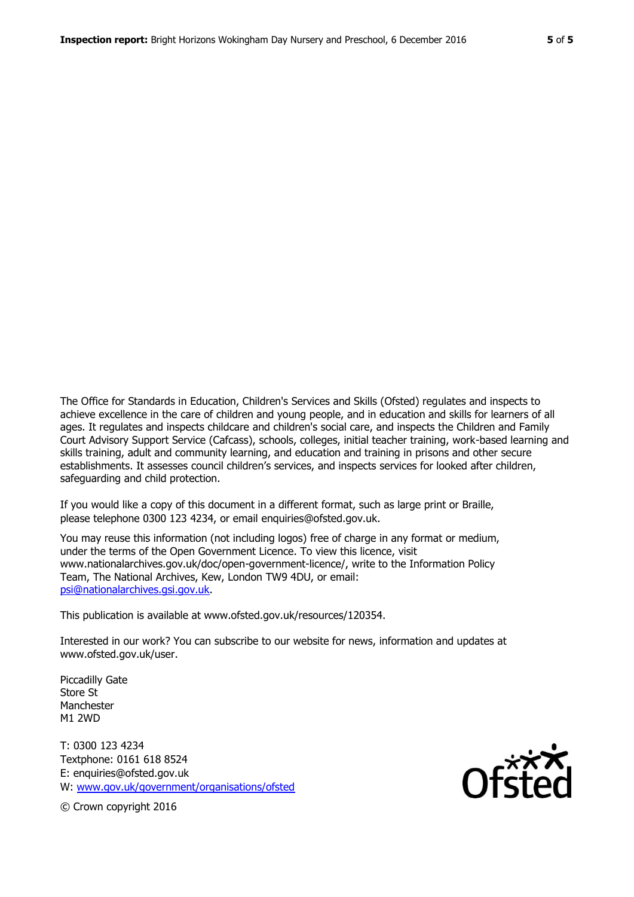The Office for Standards in Education, Children's Services and Skills (Ofsted) regulates and inspects to achieve excellence in the care of children and young people, and in education and skills for learners of all ages. It regulates and inspects childcare and children's social care, and inspects the Children and Family Court Advisory Support Service (Cafcass), schools, colleges, initial teacher training, work-based learning and skills training, adult and community learning, and education and training in prisons and other secure establishments. It assesses council children's services, and inspects services for looked after children, safeguarding and child protection.

If you would like a copy of this document in a different format, such as large print or Braille, please telephone 0300 123 4234, or email enquiries@ofsted.gov.uk.

You may reuse this information (not including logos) free of charge in any format or medium, under the terms of the Open Government Licence. To view this licence, visit www.nationalarchives.gov.uk/doc/open-government-licence/, write to the Information Policy Team, The National Archives, Kew, London TW9 4DU, or email: psi@nationalarchives.gsi.gov.uk.

This publication is available at www.ofsted.gov.uk/resources/120354.

Interested in our work? You can subscribe to our website for news, information and updates at www.ofsted.gov.uk/user.

Piccadilly Gate
Store St
Manchester
M1 2WD

T: 0300 123 4234
Textphone: 0161 618 8524
E: enquiries@ofsted.gov.uk
W: www.gov.uk/government/organisations/ofsted

© Crown copyright 2016